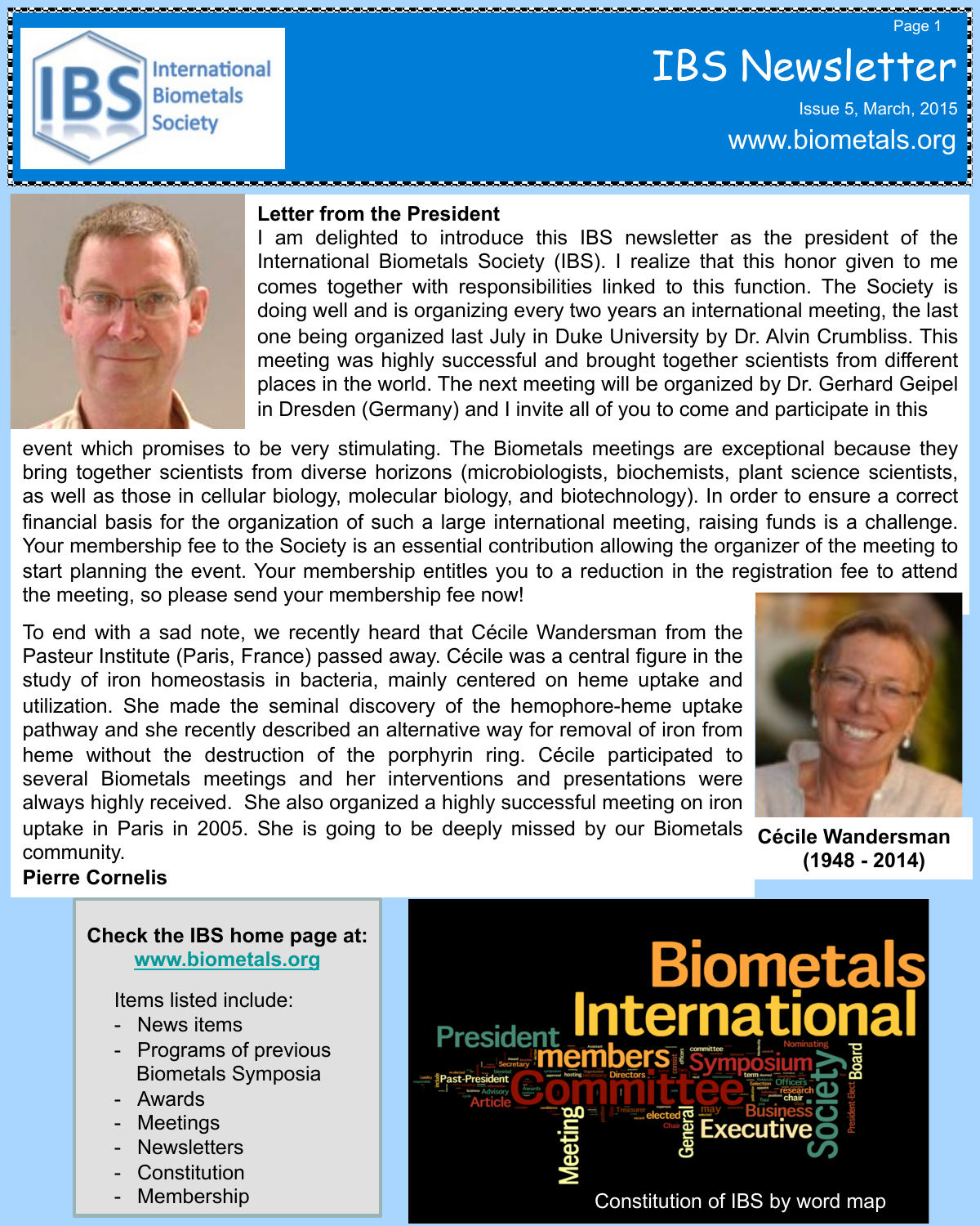# IBS Newsletter

Issue 5, March, 2015

www.biometals.org

## Letter from the President

I am delighted to introduce this IBS newsletter as the president of the International Biometals Society (IBS). I realize that this honor given to me comes together with responsibilities linked to this function. The Society is doing well and is organizing every two years an international meeting, the last one being organized last July in Duke University by Dr. Alvin Crumbliss. This meeting was highly successful and brought together scientists from different places in the world. The next meeting will be organized by Dr. Gerhard Geipel in Dresden (Germany) and I invite all of you to come and participate in this event which promises to be very stimulating. The Biometals meetings are exceptional because they bring together scientists from diverse horizons (microbiologists, biochemists, plant science scientists, as well as those in cellular biology, molecular biology, and biotechnology). In order to ensure a correct financial basis for the organization of such a large international meeting, raising funds is a challenge. Your membership fee to the Society is an essential contribution allowing the organizer of the meeting to start planning the event. Your membership entitles you to a reduction in the registration fee to attend the meeting, so please send your membership fee now!

To end with a sad note, we recently heard that Cécile Wandersman from the Pasteur Institute (Paris, France) passed away. Cécile was a central figure in the study of iron homeostasis in bacteria, mainly centered on heme uptake and utilization. She made the seminal discovery of the hemophore-heme uptake pathway and she recently described an alternative way for removal of iron from heme without the destruction of the porphyrin ring. Cécile participated to several Biometals meetings and her interventions and presentations were always highly received. She also organized a highly successful meeting on iron uptake in Paris in 2005. She is going to be deeply missed by our Biometals community.

**Pierre Cornelis**

**Cécile Wandersman (1948 - 2014)**

**Check the IBS home page at: www.biometals.org**

Items listed include:

- News items
- Programs of previous Biometals Symposia
- Awards
- Meetings
- Newsletters
- Constitution
- Membership

Constitution of IBS by word map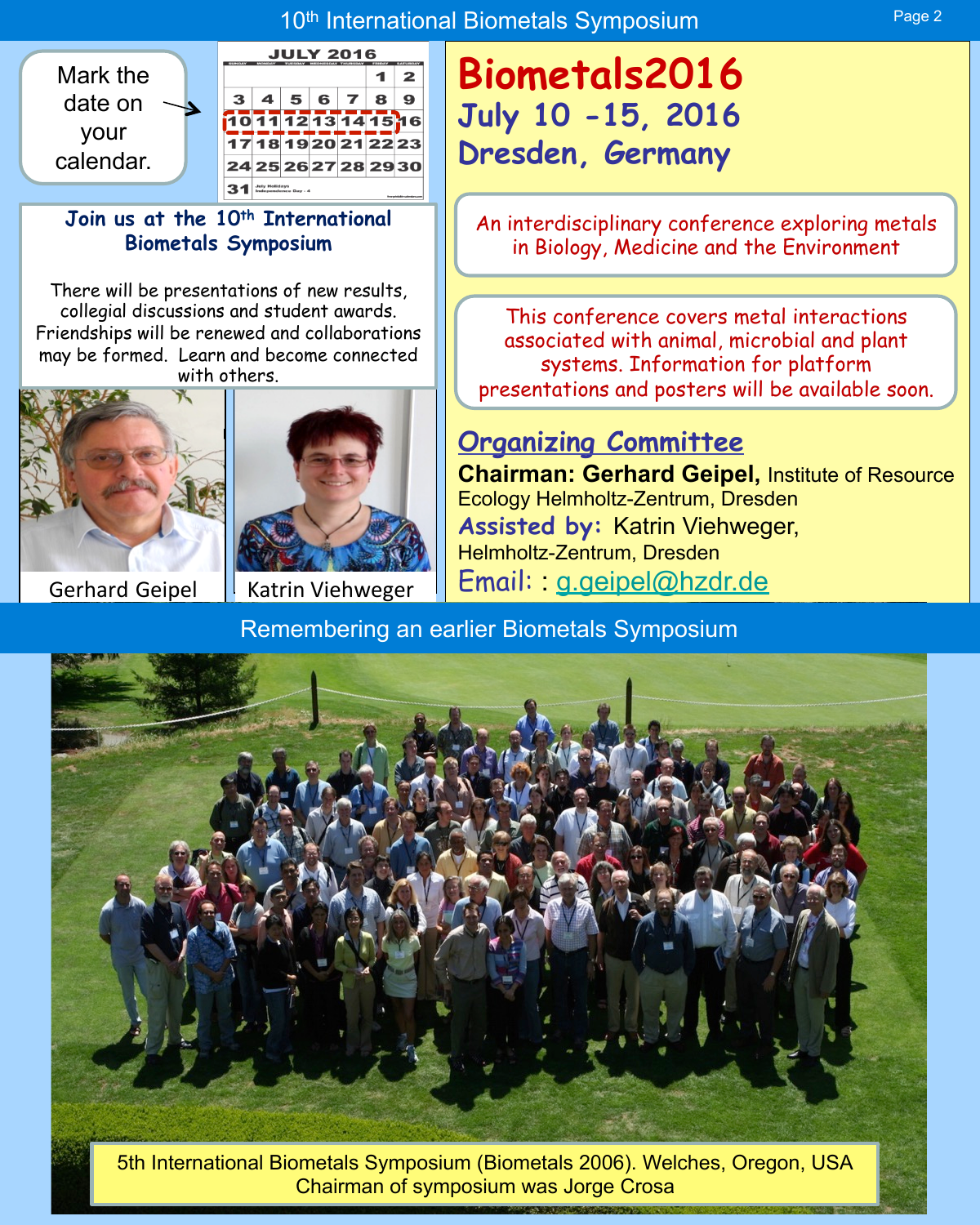# 10th International Biometals Symposium

Mark the date on your calendar.

## Join us at the 10th International Biometals Symposium

There will be presentations of new results, collegial discussions and student awards. Friendships will be renewed and collaborations may be formed. Learn and become connected with others.

Gerhard Geipel

Katrin Viehweger

# Biometals2016

## July 10 -15, 2016

## Dresden, Germany

An interdisciplinary conference exploring metals in Biology, Medicine and the Environment

This conference covers metal interactions associated with animal, microbial and plant systems. Information for platform presentations and posters will be available soon.

### Organizing Committee

**Chairman: Gerhard Geipel,** Institute of Resource Ecology Helmholtz-Zentrum, Dresden

**Assisted by:** Katrin Viehweger, Helmholtz-Zentrum, Dresden

Email: : g.geipel@hzdr.de

## Remembering an earlier Biometals Symposium

5th International Biometals Symposium (Biometals 2006). Welches, Oregon, USA
Chairman of symposium was Jorge Crosa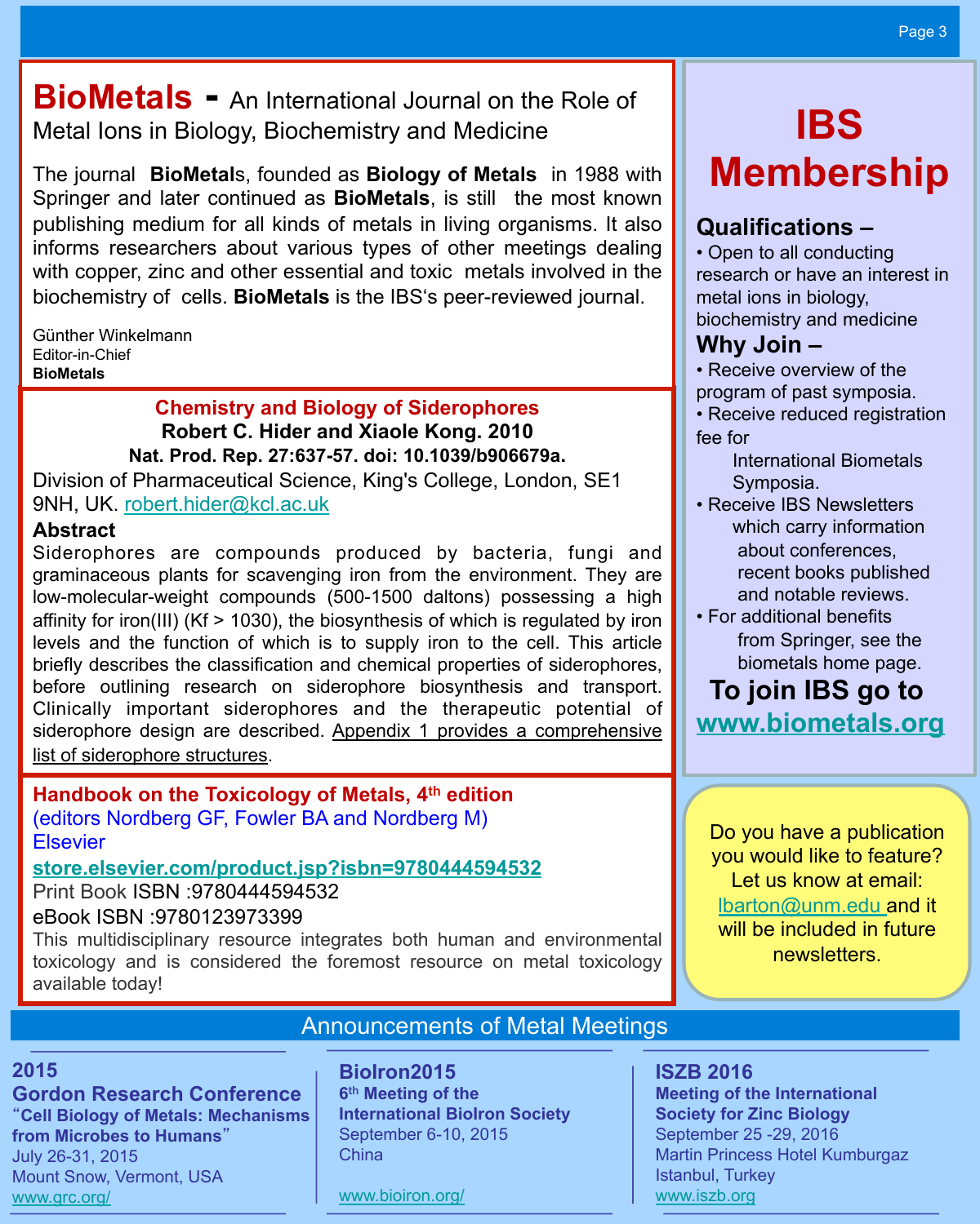# BioMetals - An International Journal on the Role of Metal Ions in Biology, Biochemistry and Medicine

The journal **BioMetal**s, founded as **Biology of Metals** in 1988 with Springer and later continued as **BioMetals**, is still the most known publishing medium for all kinds of metals in living organisms. It also informs researchers about various types of other meetings dealing with copper, zinc and other essential and toxic metals involved in the biochemistry of cells. **BioMetals** is the IBS's peer-reviewed journal.

Günther Winkelmann
Editor-in-Chief
**BioMetals**

## Chemistry and Biology of Siderophores

**Robert C. Hider and Xiaole Kong. 2010**
**Nat. Prod. Rep. 27:637-57. doi: 10.1039/b906679a.**

Division of Pharmaceutical Science, King's College, London, SE1 9NH, UK. robert.hider@kcl.ac.uk

**Abstract**

Siderophores are compounds produced by bacteria, fungi and graminaceous plants for scavenging iron from the environment. They are low-molecular-weight compounds (500-1500 daltons) possessing a high affinity for iron(III) ($K_f > 10^{30}$), the biosynthesis of which is regulated by iron levels and the function of which is to supply iron to the cell. This article briefly describes the classification and chemical properties of siderophores, before outlining research on siderophore biosynthesis and transport. Clinically important siderophores and the therapeutic potential of siderophore design are described. Appendix 1 provides a comprehensive list of siderophore structures.

## Handbook on the Toxicology of Metals, 4th edition

(editors Nordberg GF, Fowler BA and Nordberg M)
Elsevier
**store.elsevier.com/product.jsp?isbn=9780444594532**
Print Book ISBN :9780444594532
eBook ISBN :9780123973399

This multidisciplinary resource integrates both human and environmental toxicology and is considered the foremost resource on metal toxicology available today!

# IBS Membership

## Qualifications –

- Open to all conducting research or have an interest in metal ions in biology, biochemistry and medicine

## Why Join –

- Receive overview of the program of past symposia.
- Receive reduced registration fee for International Biometals Symposia.
- Receive IBS Newsletters which carry information about conferences, recent books published and notable reviews.
- For additional benefits from Springer, see the biometals home page.

**To join IBS go to www.biometals.org**

Do you have a publication you would like to feature? Let us know at email: lbarton@unm.edu and it will be included in future newsletters.

## Announcements of Metal Meetings

**2015**
**Gordon Research Conference**
**"Cell Biology of Metals: Mechanisms from Microbes to Humans"**
July 26-31, 2015
Mount Snow, Vermont, USA
www.grc.org/

**BioIron2015**
**6th Meeting of the International BioIron Society**
September 6-10, 2015
China
www.bioiron.org/

**ISZB 2016**
**Meeting of the International Society for Zinc Biology**
September 25 -29, 2016
Martin Princess Hotel Kumburgaz
Istanbul, Turkey
www.iszb.org